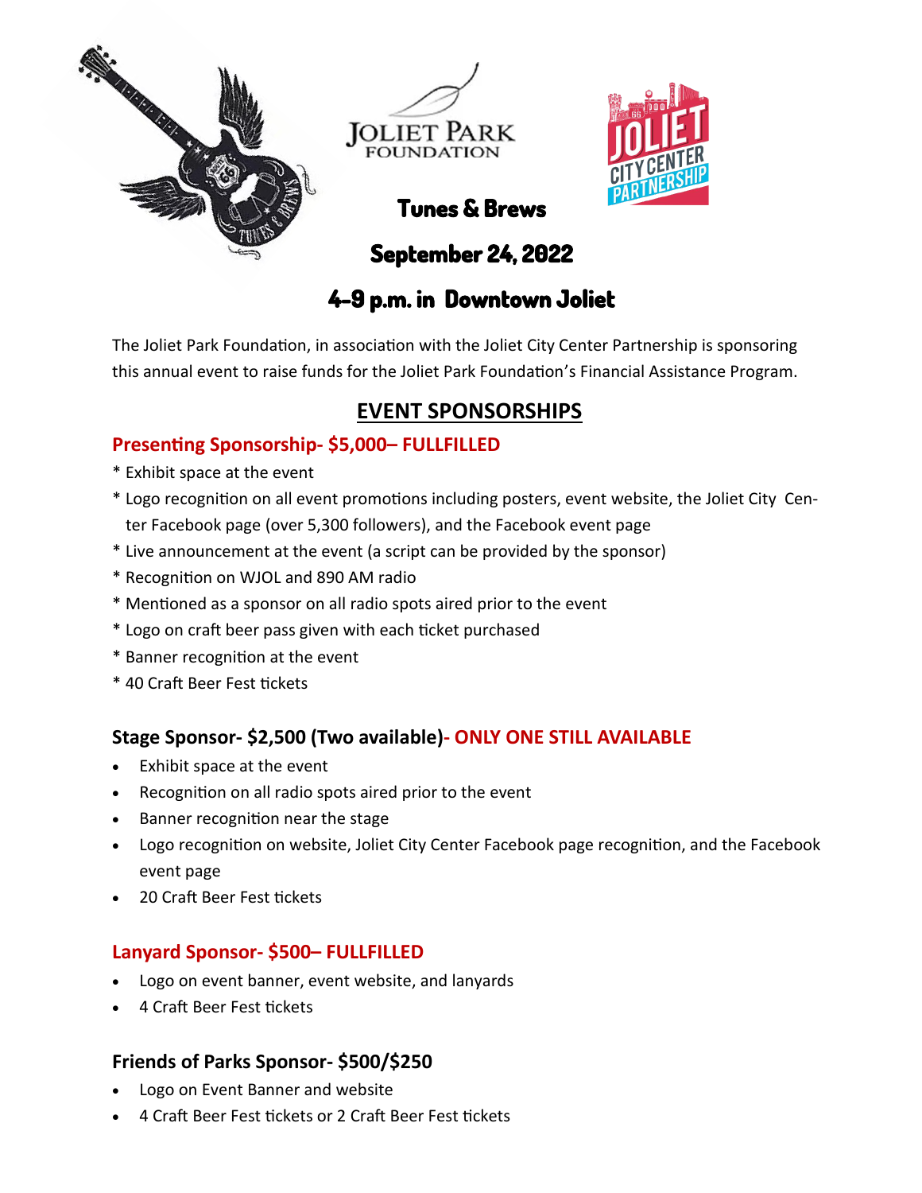JOLIET PARK FOUNDATION

# Tunes & Brews

## September 24, 2022

## 4-9 p.m. in Downtown Joliet

The Joliet Park Foundation, in association with the Joliet City Center Partnership is sponsoring this annual event to raise funds for the Joliet Park Foundation's Financial Assistance Program.

## EVENT SPONSORSHIPS

### Presenting Sponsorship- $5,000– FULLFILLED

* Exhibit space at the event
* Logo recognition on all event promotions including posters, event website, the Joliet City Center Facebook page (over 5,300 followers), and the Facebook event page
* Live announcement at the event (a script can be provided by the sponsor)
* Recognition on WJOL and 890 AM radio
* Mentioned as a sponsor on all radio spots aired prior to the event
* Logo on craft beer pass given with each ticket purchased
* Banner recognition at the event
* 40 Craft Beer Fest tickets

### Stage Sponsor- $2,500 (Two available)- ONLY ONE STILL AVAILABLE

- Exhibit space at the event
- Recognition on all radio spots aired prior to the event
- Banner recognition near the stage
- Logo recognition on website, Joliet City Center Facebook page recognition, and the Facebook event page
- 20 Craft Beer Fest tickets

### Lanyard Sponsor- $500– FULLFILLED

- Logo on event banner, event website, and lanyards
- 4 Craft Beer Fest tickets

### Friends of Parks Sponsor- $500/$250

- Logo on Event Banner and website
- 4 Craft Beer Fest tickets or 2 Craft Beer Fest tickets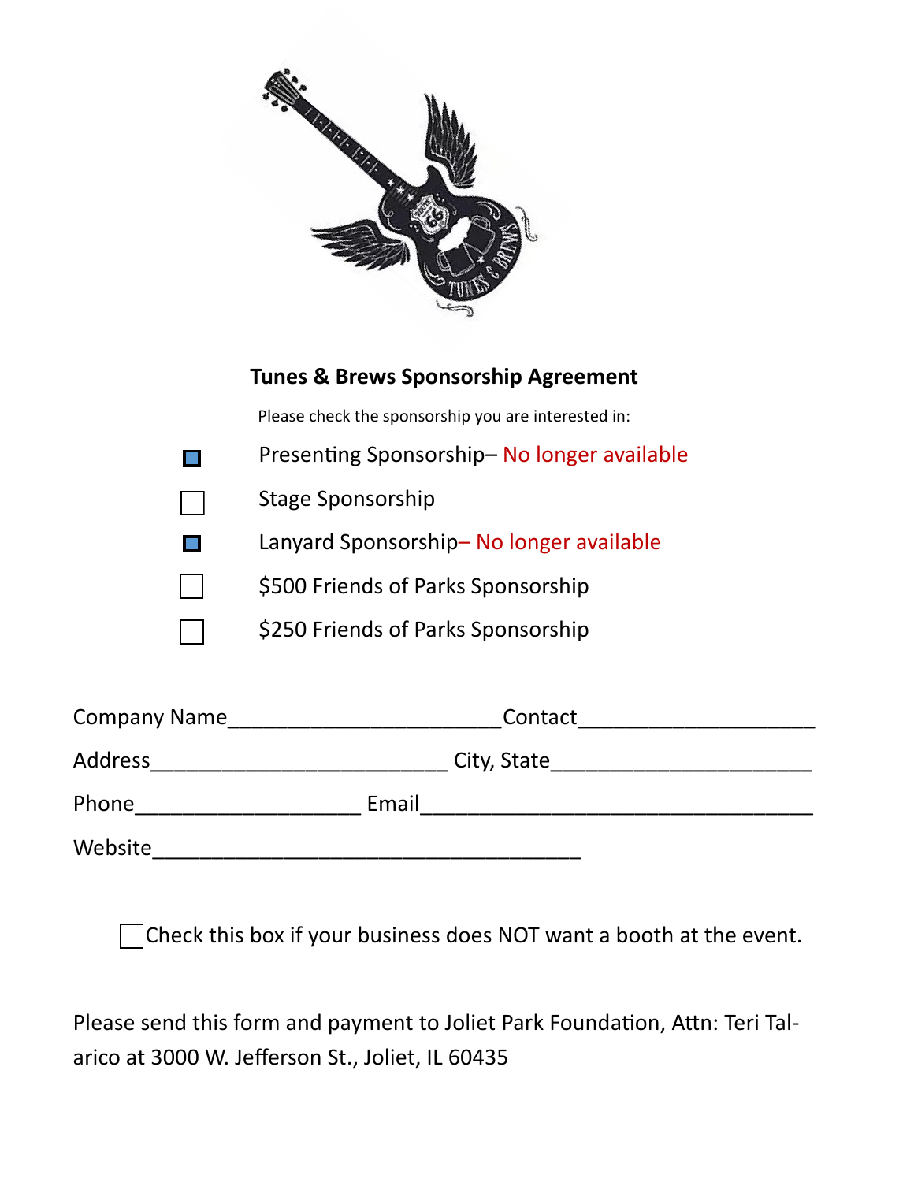## Tunes & Brews Sponsorship Agreement

Please check the sponsorship you are interested in:

- [x] Presenting Sponsorship– No longer available
- [ ] Stage Sponsorship
- [x] Lanyard Sponsorship– No longer available
- [ ] $500 Friends of Parks Sponsorship
- [ ] $250 Friends of Parks Sponsorship

Company Name_______________________Contact____________________

Address_________________________ City, State______________________

Phone___________________ Email_________________________________

Website____________________________________

- [ ] Check this box if your business does NOT want a booth at the event.

Please send this form and payment to Joliet Park Foundation, Attn: Teri Tal-arico at 3000 W. Jefferson St., Joliet, IL 60435